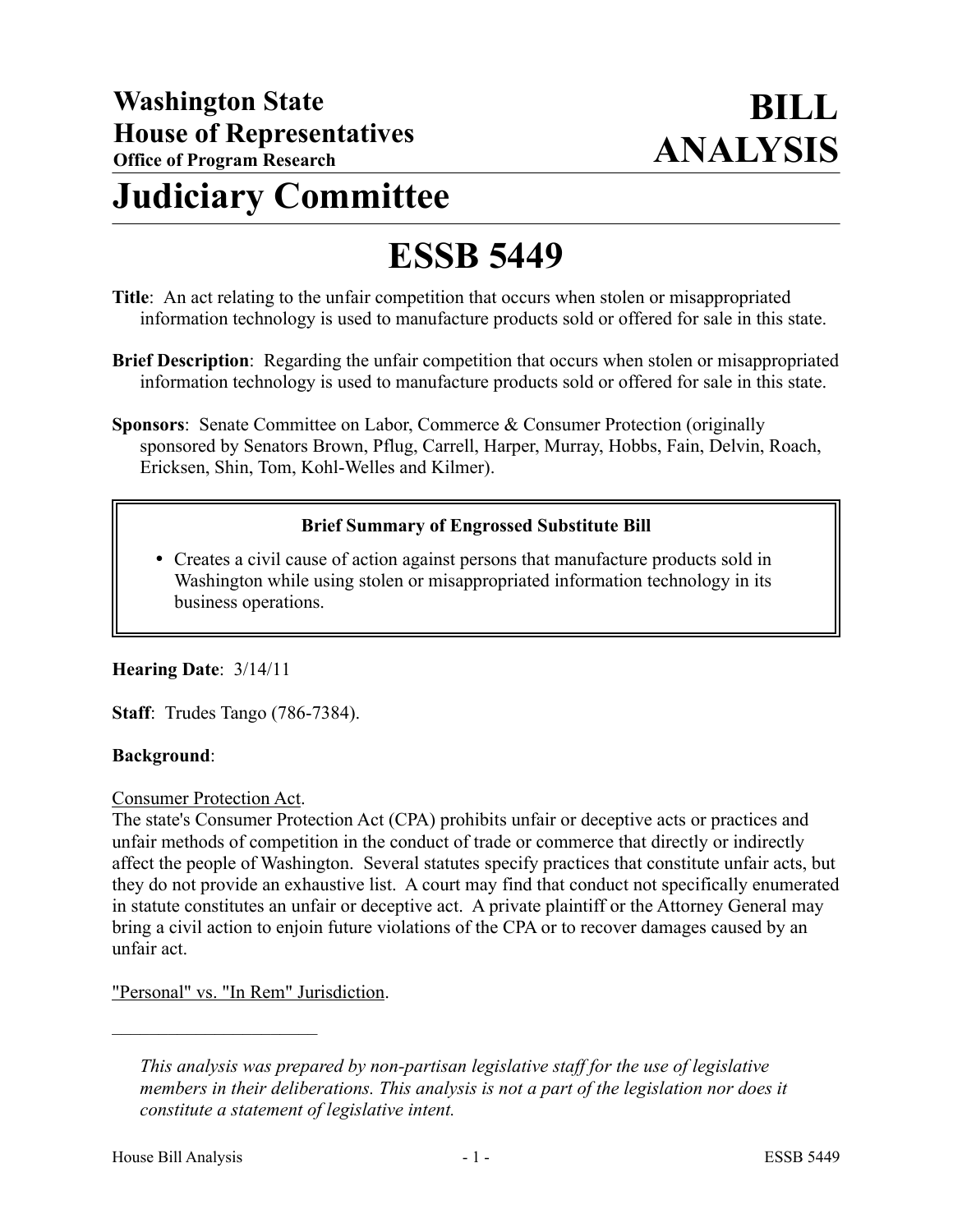**Washington State House of Representatives**
**Office of Program Research**

# BILL ANALYSIS

# Judiciary Committee

# ESSB 5449

**Title**: An act relating to the unfair competition that occurs when stolen or misappropriated information technology is used to manufacture products sold or offered for sale in this state.

**Brief Description**: Regarding the unfair competition that occurs when stolen or misappropriated information technology is used to manufacture products sold or offered for sale in this state.

**Sponsors**: Senate Committee on Labor, Commerce & Consumer Protection (originally sponsored by Senators Brown, Pflug, Carrell, Harper, Murray, Hobbs, Fain, Delvin, Roach, Ericksen, Shin, Tom, Kohl-Welles and Kilmer).

**Brief Summary of Engrossed Substitute Bill**

- Creates a civil cause of action against persons that manufacture products sold in Washington while using stolen or misappropriated information technology in its business operations.

**Hearing Date**: 3/14/11

**Staff**: Trudes Tango (786-7384).

**Background**:

Consumer Protection Act.

The state's Consumer Protection Act (CPA) prohibits unfair or deceptive acts or practices and unfair methods of competition in the conduct of trade or commerce that directly or indirectly affect the people of Washington. Several statutes specify practices that constitute unfair acts, but they do not provide an exhaustive list. A court may find that conduct not specifically enumerated in statute constitutes an unfair or deceptive act. A private plaintiff or the Attorney General may bring a civil action to enjoin future violations of the CPA or to recover damages caused by an unfair act.

"Personal" vs. "In Rem" Jurisdiction.

---

*This analysis was prepared by non-partisan legislative staff for the use of legislative members in their deliberations. This analysis is not a part of the legislation nor does it constitute a statement of legislative intent.*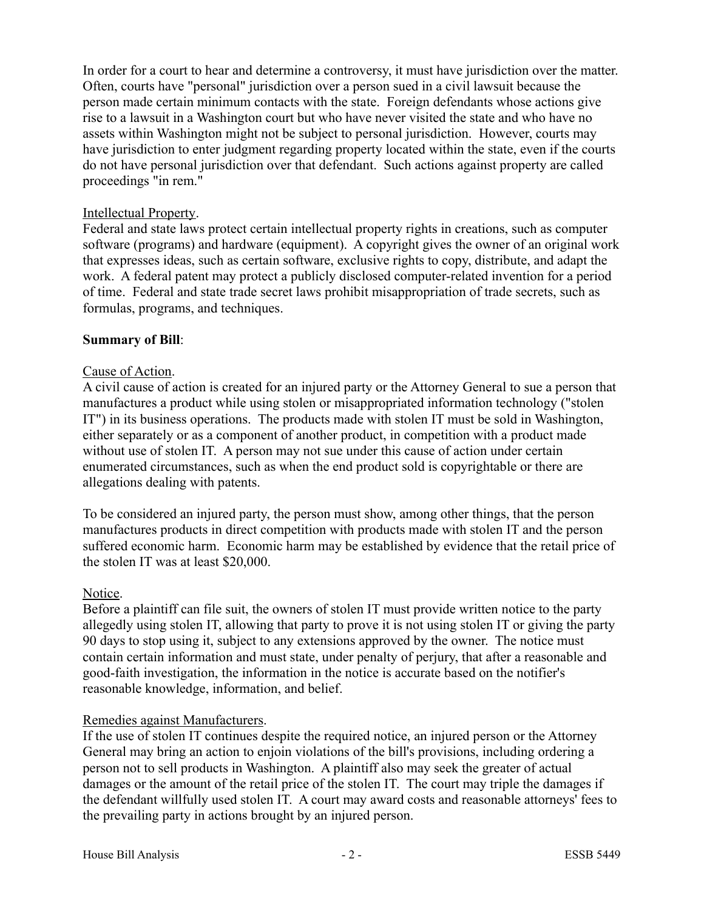In order for a court to hear and determine a controversy, it must have jurisdiction over the matter. Often, courts have "personal" jurisdiction over a person sued in a civil lawsuit because the person made certain minimum contacts with the state. Foreign defendants whose actions give rise to a lawsuit in a Washington court but who have never visited the state and who have no assets within Washington might not be subject to personal jurisdiction. However, courts may have jurisdiction to enter judgment regarding property located within the state, even if the courts do not have personal jurisdiction over that defendant. Such actions against property are called proceedings "in rem."

Intellectual Property.

Federal and state laws protect certain intellectual property rights in creations, such as computer software (programs) and hardware (equipment). A copyright gives the owner of an original work that expresses ideas, such as certain software, exclusive rights to copy, distribute, and adapt the work. A federal patent may protect a publicly disclosed computer-related invention for a period of time. Federal and state trade secret laws prohibit misappropriation of trade secrets, such as formulas, programs, and techniques.

**Summary of Bill**:

Cause of Action.

A civil cause of action is created for an injured party or the Attorney General to sue a person that manufactures a product while using stolen or misappropriated information technology ("stolen IT") in its business operations. The products made with stolen IT must be sold in Washington, either separately or as a component of another product, in competition with a product made without use of stolen IT. A person may not sue under this cause of action under certain enumerated circumstances, such as when the end product sold is copyrightable or there are allegations dealing with patents.

To be considered an injured party, the person must show, among other things, that the person manufactures products in direct competition with products made with stolen IT and the person suffered economic harm. Economic harm may be established by evidence that the retail price of the stolen IT was at least $20,000.

Notice.

Before a plaintiff can file suit, the owners of stolen IT must provide written notice to the party allegedly using stolen IT, allowing that party to prove it is not using stolen IT or giving the party 90 days to stop using it, subject to any extensions approved by the owner. The notice must contain certain information and must state, under penalty of perjury, that after a reasonable and good-faith investigation, the information in the notice is accurate based on the notifier's reasonable knowledge, information, and belief.

Remedies against Manufacturers.

If the use of stolen IT continues despite the required notice, an injured person or the Attorney General may bring an action to enjoin violations of the bill's provisions, including ordering a person not to sell products in Washington. A plaintiff also may seek the greater of actual damages or the amount of the retail price of the stolen IT. The court may triple the damages if the defendant willfully used stolen IT. A court may award costs and reasonable attorneys' fees to the prevailing party in actions brought by an injured person.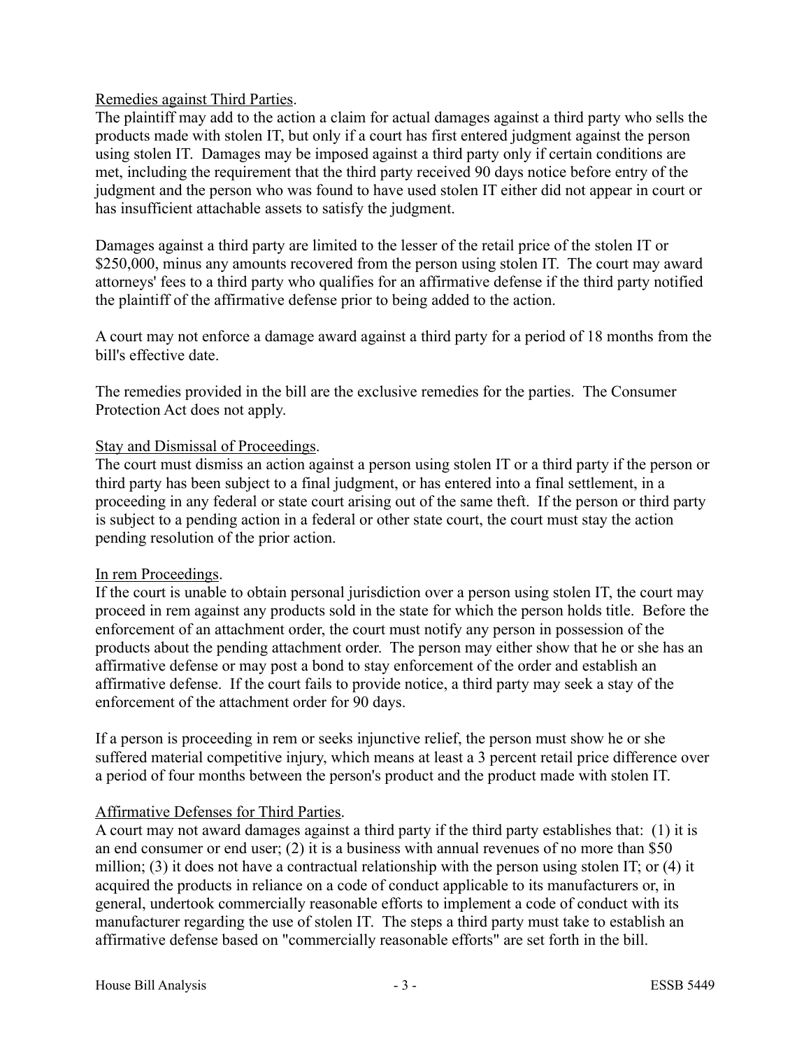Remedies against Third Parties.

The plaintiff may add to the action a claim for actual damages against a third party who sells the products made with stolen IT, but only if a court has first entered judgment against the person using stolen IT. Damages may be imposed against a third party only if certain conditions are met, including the requirement that the third party received 90 days notice before entry of the judgment and the person who was found to have used stolen IT either did not appear in court or has insufficient attachable assets to satisfy the judgment.

Damages against a third party are limited to the lesser of the retail price of the stolen IT or $250,000, minus any amounts recovered from the person using stolen IT. The court may award attorneys' fees to a third party who qualifies for an affirmative defense if the third party notified the plaintiff of the affirmative defense prior to being added to the action.

A court may not enforce a damage award against a third party for a period of 18 months from the bill's effective date.

The remedies provided in the bill are the exclusive remedies for the parties. The Consumer Protection Act does not apply.

Stay and Dismissal of Proceedings.

The court must dismiss an action against a person using stolen IT or a third party if the person or third party has been subject to a final judgment, or has entered into a final settlement, in a proceeding in any federal or state court arising out of the same theft. If the person or third party is subject to a pending action in a federal or other state court, the court must stay the action pending resolution of the prior action.

In rem Proceedings.

If the court is unable to obtain personal jurisdiction over a person using stolen IT, the court may proceed in rem against any products sold in the state for which the person holds title. Before the enforcement of an attachment order, the court must notify any person in possession of the products about the pending attachment order. The person may either show that he or she has an affirmative defense or may post a bond to stay enforcement of the order and establish an affirmative defense. If the court fails to provide notice, a third party may seek a stay of the enforcement of the attachment order for 90 days.

If a person is proceeding in rem or seeks injunctive relief, the person must show he or she suffered material competitive injury, which means at least a 3 percent retail price difference over a period of four months between the person's product and the product made with stolen IT.

Affirmative Defenses for Third Parties.

A court may not award damages against a third party if the third party establishes that: (1) it is an end consumer or end user; (2) it is a business with annual revenues of no more than $50 million; (3) it does not have a contractual relationship with the person using stolen IT; or (4) it acquired the products in reliance on a code of conduct applicable to its manufacturers or, in general, undertook commercially reasonable efforts to implement a code of conduct with its manufacturer regarding the use of stolen IT. The steps a third party must take to establish an affirmative defense based on "commercially reasonable efforts" are set forth in the bill.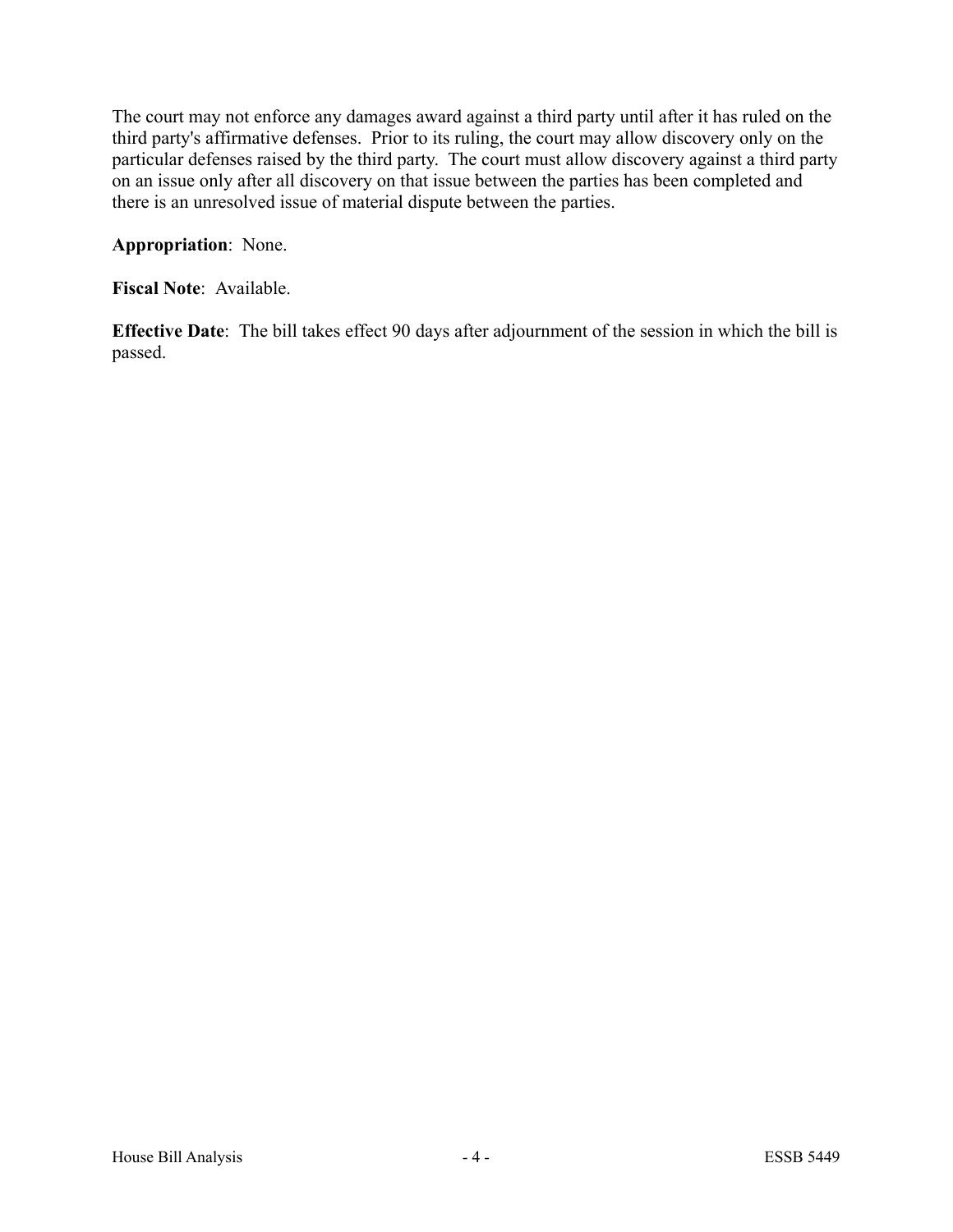The court may not enforce any damages award against a third party until after it has ruled on the third party's affirmative defenses. Prior to its ruling, the court may allow discovery only on the particular defenses raised by the third party. The court must allow discovery against a third party on an issue only after all discovery on that issue between the parties has been completed and there is an unresolved issue of material dispute between the parties.

**Appropriation**: None.

**Fiscal Note**: Available.

**Effective Date**: The bill takes effect 90 days after adjournment of the session in which the bill is passed.